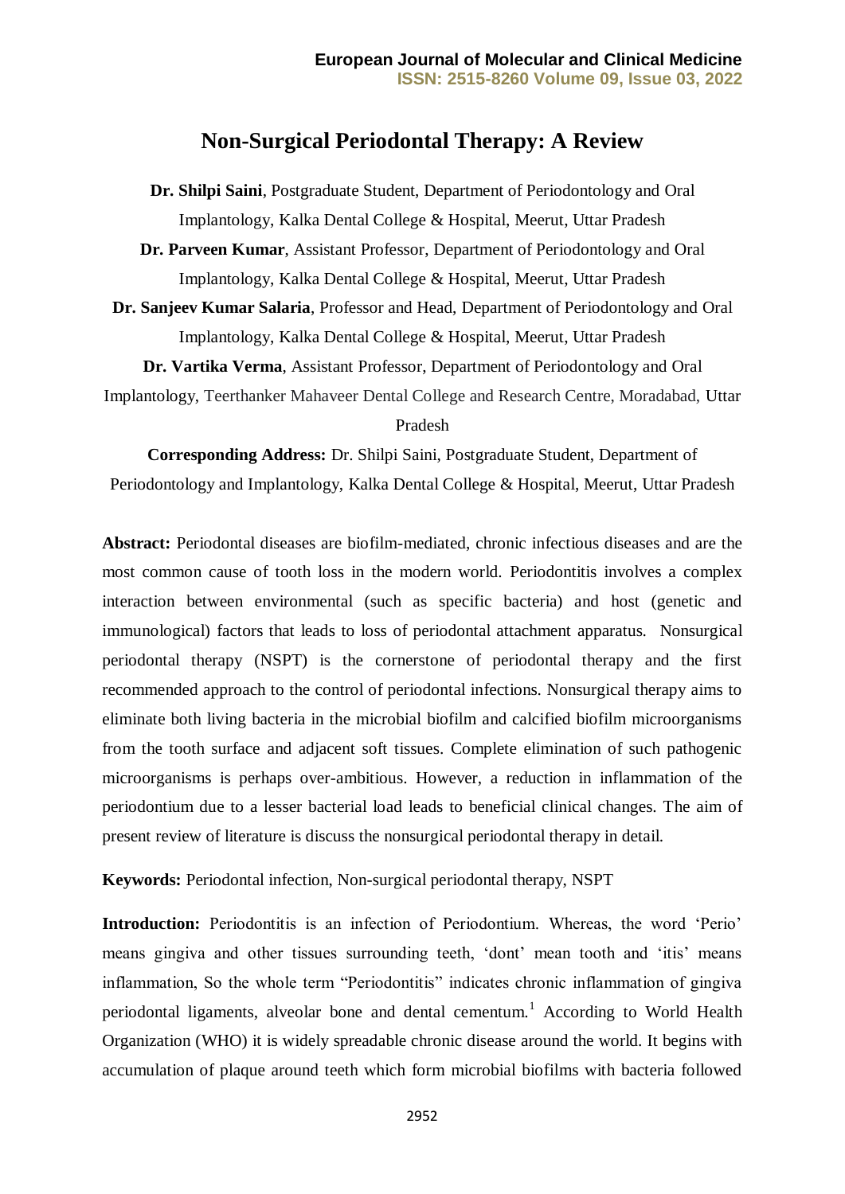# Non-Surgical Periodontal Therapy: A Review

**Dr. Shilpi Saini**, Postgraduate Student, Department of Periodontology and Oral Implantology, Kalka Dental College & Hospital, Meerut, Uttar Pradesh

**Dr. Parveen Kumar**, Assistant Professor, Department of Periodontology and Oral Implantology, Kalka Dental College & Hospital, Meerut, Uttar Pradesh

**Dr. Sanjeev Kumar Salaria**, Professor and Head, Department of Periodontology and Oral Implantology, Kalka Dental College & Hospital, Meerut, Uttar Pradesh

**Dr. Vartika Verma**, Assistant Professor, Department of Periodontology and Oral Implantology, Teerthanker Mahaveer Dental College and Research Centre, Moradabad, Uttar Pradesh

**Corresponding Address:** Dr. Shilpi Saini, Postgraduate Student, Department of Periodontology and Implantology, Kalka Dental College & Hospital, Meerut, Uttar Pradesh

**Abstract:** Periodontal diseases are biofilm-mediated, chronic infectious diseases and are the most common cause of tooth loss in the modern world. Periodontitis involves a complex interaction between environmental (such as specific bacteria) and host (genetic and immunological) factors that leads to loss of periodontal attachment apparatus. Nonsurgical periodontal therapy (NSPT) is the cornerstone of periodontal therapy and the first recommended approach to the control of periodontal infections. Nonsurgical therapy aims to eliminate both living bacteria in the microbial biofilm and calcified biofilm microorganisms from the tooth surface and adjacent soft tissues. Complete elimination of such pathogenic microorganisms is perhaps over-ambitious. However, a reduction in inflammation of the periodontium due to a lesser bacterial load leads to beneficial clinical changes. The aim of present review of literature is discuss the nonsurgical periodontal therapy in detail.

**Keywords:** Periodontal infection, Non-surgical periodontal therapy, NSPT

**Introduction:** Periodontitis is an infection of Periodontium. Whereas, the word 'Perio' means gingiva and other tissues surrounding teeth, 'dont' mean tooth and 'itis' means inflammation, So the whole term "Periodontitis" indicates chronic inflammation of gingiva periodontal ligaments, alveolar bone and dental cementum.[1] According to World Health Organization (WHO) it is widely spreadable chronic disease around the world. It begins with accumulation of plaque around teeth which form microbial biofilms with bacteria followed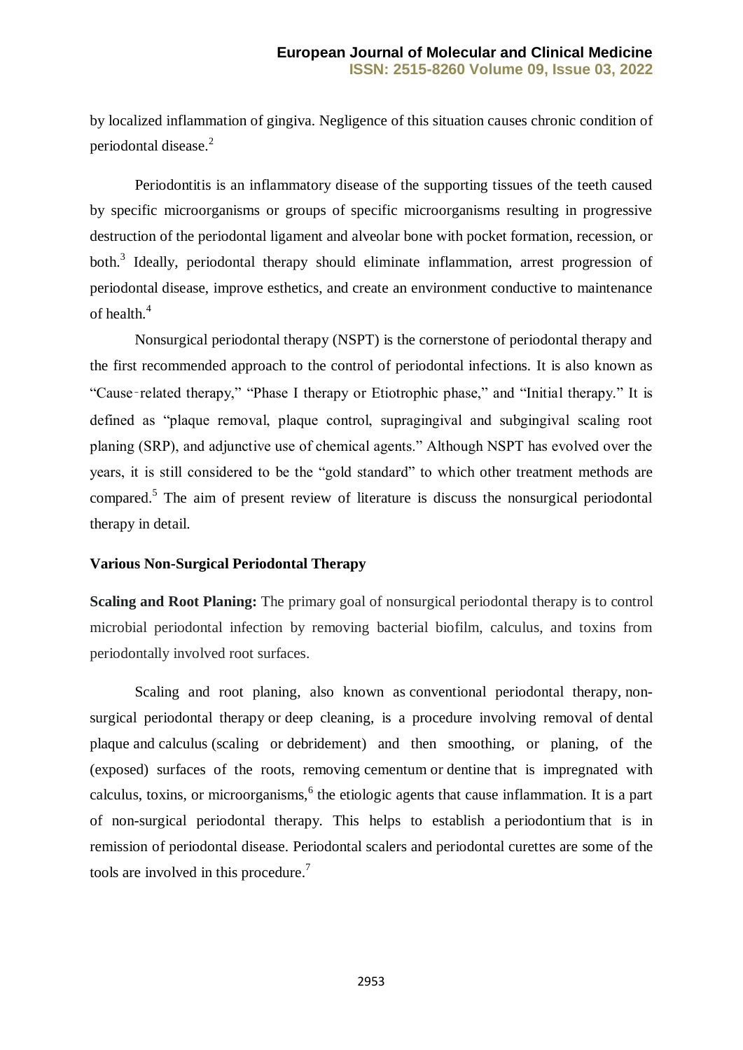by localized inflammation of gingiva. Negligence of this situation causes chronic condition of periodontal disease.[2]

Periodontitis is an inflammatory disease of the supporting tissues of the teeth caused by specific microorganisms or groups of specific microorganisms resulting in progressive destruction of the periodontal ligament and alveolar bone with pocket formation, recession, or both.[3] Ideally, periodontal therapy should eliminate inflammation, arrest progression of periodontal disease, improve esthetics, and create an environment conductive to maintenance of health.[4]

Nonsurgical periodontal therapy (NSPT) is the cornerstone of periodontal therapy and the first recommended approach to the control of periodontal infections. It is also known as "Cause‑related therapy," "Phase I therapy or Etiotrophic phase," and "Initial therapy." It is defined as "plaque removal, plaque control, supragingival and subgingival scaling root planing (SRP), and adjunctive use of chemical agents." Although NSPT has evolved over the years, it is still considered to be the "gold standard" to which other treatment methods are compared.[5] The aim of present review of literature is discuss the nonsurgical periodontal therapy in detail.

## Various Non-Surgical Periodontal Therapy

**Scaling and Root Planing:** The primary goal of nonsurgical periodontal therapy is to control microbial periodontal infection by removing bacterial biofilm, calculus, and toxins from periodontally involved root surfaces.

Scaling and root planing, also known as conventional periodontal therapy, non-surgical periodontal therapy or deep cleaning, is a procedure involving removal of dental plaque and calculus (scaling or debridement) and then smoothing, or planing, of the (exposed) surfaces of the roots, removing cementum or dentine that is impregnated with calculus, toxins, or microorganisms,[6] the etiologic agents that cause inflammation. It is a part of non-surgical periodontal therapy. This helps to establish a periodontium that is in remission of periodontal disease. Periodontal scalers and periodontal curettes are some of the tools are involved in this procedure.[7]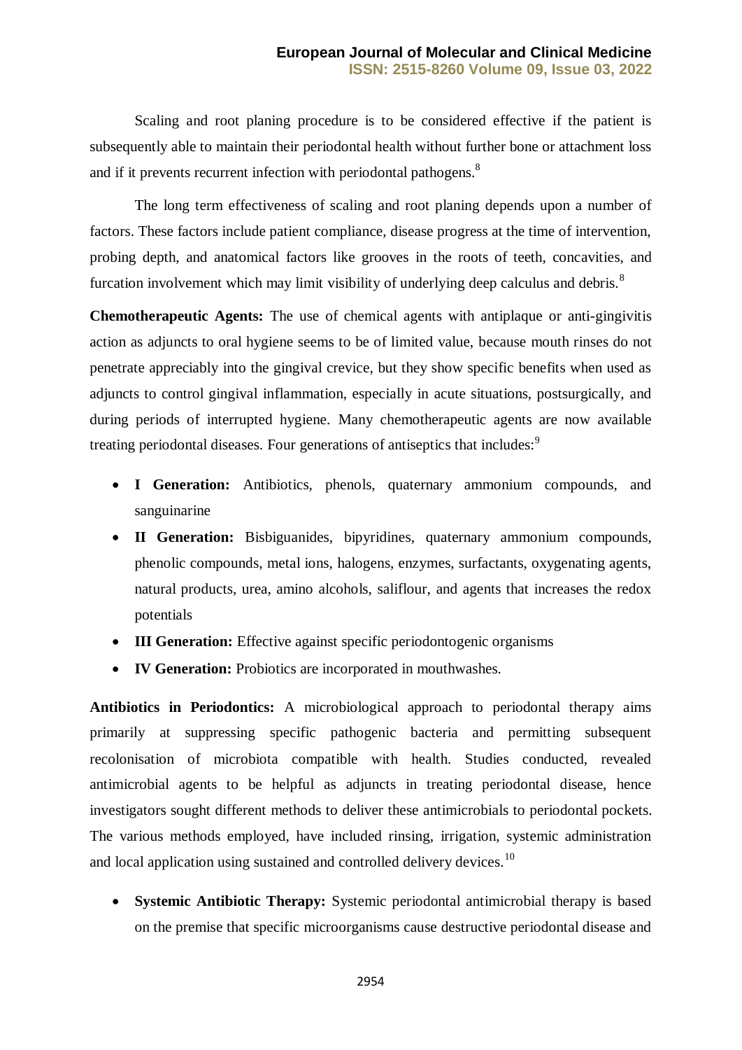Scaling and root planing procedure is to be considered effective if the patient is subsequently able to maintain their periodontal health without further bone or attachment loss and if it prevents recurrent infection with periodontal pathogens.[8]

The long term effectiveness of scaling and root planing depends upon a number of factors. These factors include patient compliance, disease progress at the time of intervention, probing depth, and anatomical factors like grooves in the roots of teeth, concavities, and furcation involvement which may limit visibility of underlying deep calculus and debris.[8]

**Chemotherapeutic Agents:** The use of chemical agents with antiplaque or anti-gingivitis action as adjuncts to oral hygiene seems to be of limited value, because mouth rinses do not penetrate appreciably into the gingival crevice, but they show specific benefits when used as adjuncts to control gingival inflammation, especially in acute situations, postsurgically, and during periods of interrupted hygiene. Many chemotherapeutic agents are now available treating periodontal diseases. Four generations of antiseptics that includes:[9]

- **I Generation:** Antibiotics, phenols, quaternary ammonium compounds, and sanguinarine
- **II Generation:** Bisbiguanides, bipyridines, quaternary ammonium compounds, phenolic compounds, metal ions, halogens, enzymes, surfactants, oxygenating agents, natural products, urea, amino alcohols, saliflour, and agents that increases the redox potentials
- **III Generation:** Effective against specific periodontogenic organisms
- **IV Generation:** Probiotics are incorporated in mouthwashes.

**Antibiotics in Periodontics:** A microbiological approach to periodontal therapy aims primarily at suppressing specific pathogenic bacteria and permitting subsequent recolonisation of microbiota compatible with health. Studies conducted, revealed antimicrobial agents to be helpful as adjuncts in treating periodontal disease, hence investigators sought different methods to deliver these antimicrobials to periodontal pockets. The various methods employed, have included rinsing, irrigation, systemic administration and local application using sustained and controlled delivery devices.[10]

- **Systemic Antibiotic Therapy:** Systemic periodontal antimicrobial therapy is based on the premise that specific microorganisms cause destructive periodontal disease and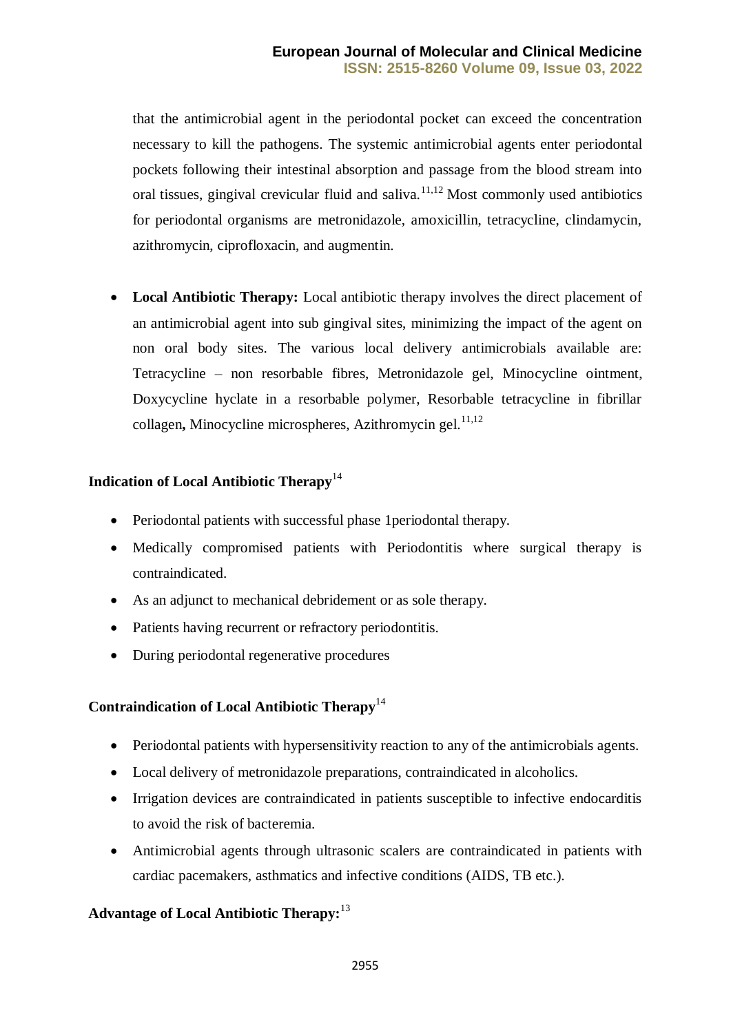that the antimicrobial agent in the periodontal pocket can exceed the concentration necessary to kill the pathogens. The systemic antimicrobial agents enter periodontal pockets following their intestinal absorption and passage from the blood stream into oral tissues, gingival crevicular fluid and saliva.[11,12] Most commonly used antibiotics for periodontal organisms are metronidazole, amoxicillin, tetracycline, clindamycin, azithromycin, ciprofloxacin, and augmentin.

- **Local Antibiotic Therapy:** Local antibiotic therapy involves the direct placement of an antimicrobial agent into sub gingival sites, minimizing the impact of the agent on non oral body sites. The various local delivery antimicrobials available are: Tetracycline – non resorbable fibres, Metronidazole gel, Minocycline ointment, Doxycycline hyclate in a resorbable polymer, Resorbable tetracycline in fibrillar collagen**,** Minocycline microspheres, Azithromycin gel.[11,12]

## Indication of Local Antibiotic Therapy[14]

- Periodontal patients with successful phase 1periodontal therapy.
- Medically compromised patients with Periodontitis where surgical therapy is contraindicated.
- As an adjunct to mechanical debridement or as sole therapy.
- Patients having recurrent or refractory periodontitis.
- During periodontal regenerative procedures

## Contraindication of Local Antibiotic Therapy[14]

- Periodontal patients with hypersensitivity reaction to any of the antimicrobials agents.
- Local delivery of metronidazole preparations, contraindicated in alcoholics.
- Irrigation devices are contraindicated in patients susceptible to infective endocarditis to avoid the risk of bacteremia.
- Antimicrobial agents through ultrasonic scalers are contraindicated in patients with cardiac pacemakers, asthmatics and infective conditions (AIDS, TB etc.).

## Advantage of Local Antibiotic Therapy:[13]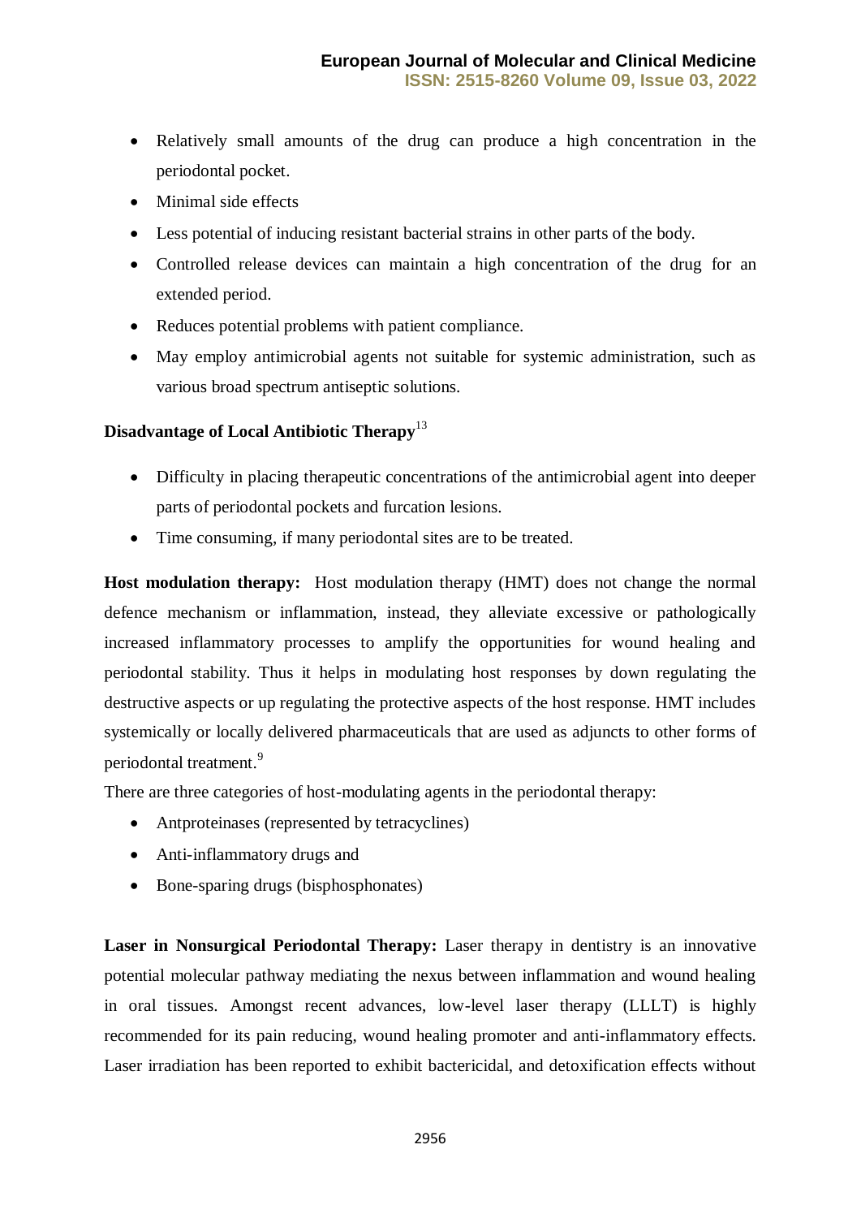- Relatively small amounts of the drug can produce a high concentration in the periodontal pocket.
- Minimal side effects
- Less potential of inducing resistant bacterial strains in other parts of the body.
- Controlled release devices can maintain a high concentration of the drug for an extended period.
- Reduces potential problems with patient compliance.
- May employ antimicrobial agents not suitable for systemic administration, such as various broad spectrum antiseptic solutions.

**Disadvantage of Local Antibiotic Therapy**[13]

- Difficulty in placing therapeutic concentrations of the antimicrobial agent into deeper parts of periodontal pockets and furcation lesions.
- Time consuming, if many periodontal sites are to be treated.

**Host modulation therapy:** Host modulation therapy (HMT) does not change the normal defence mechanism or inflammation, instead, they alleviate excessive or pathologically increased inflammatory processes to amplify the opportunities for wound healing and periodontal stability. Thus it helps in modulating host responses by down regulating the destructive aspects or up regulating the protective aspects of the host response. HMT includes systemically or locally delivered pharmaceuticals that are used as adjuncts to other forms of periodontal treatment.[9]

There are three categories of host-modulating agents in the periodontal therapy:

- Antproteinases (represented by tetracyclines)
- Anti-inflammatory drugs and
- Bone-sparing drugs (bisphosphonates)

**Laser in Nonsurgical Periodontal Therapy:** Laser therapy in dentistry is an innovative potential molecular pathway mediating the nexus between inflammation and wound healing in oral tissues. Amongst recent advances, low-level laser therapy (LLLT) is highly recommended for its pain reducing, wound healing promoter and anti-inflammatory effects. Laser irradiation has been reported to exhibit bactericidal, and detoxification effects without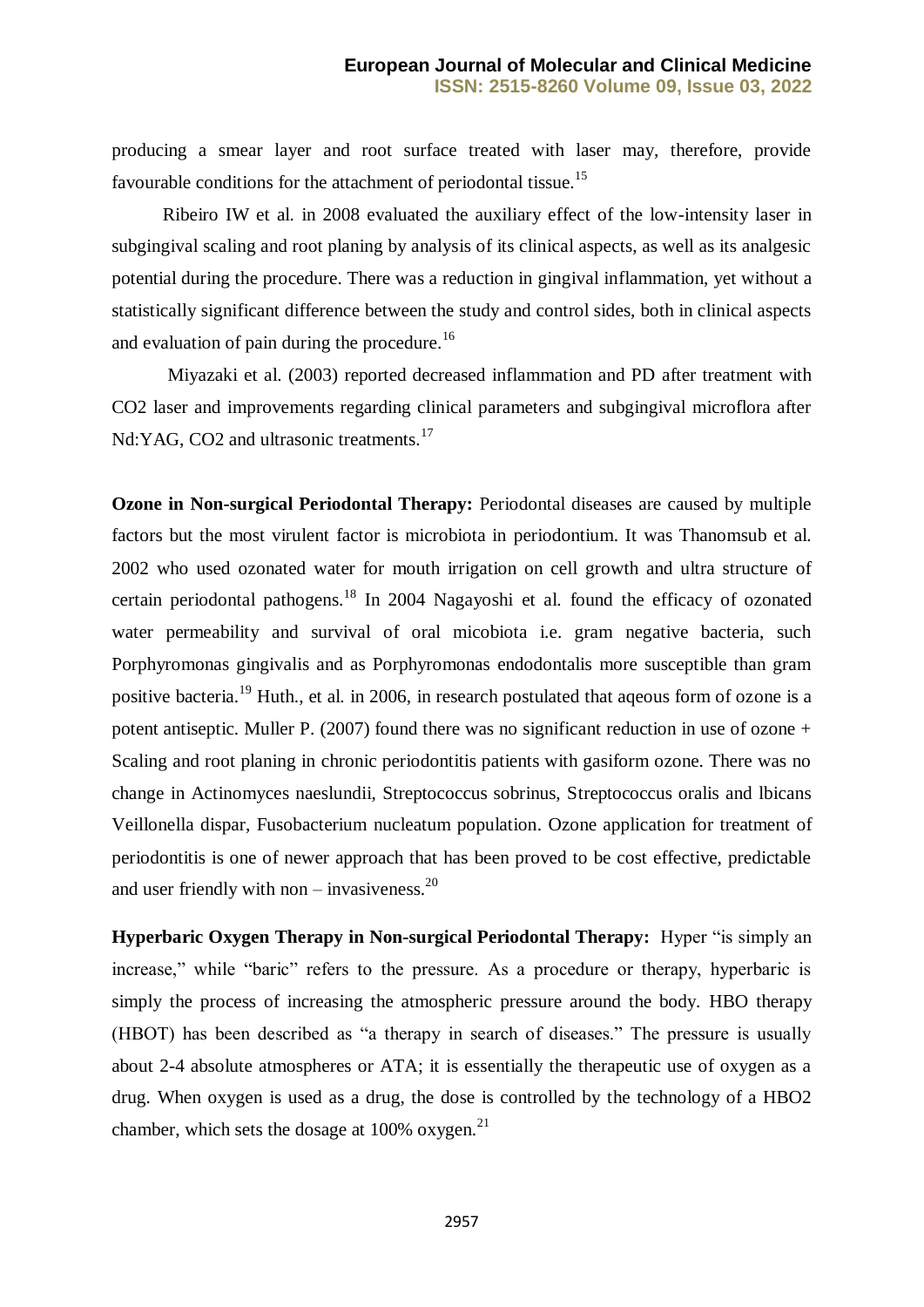producing a smear layer and root surface treated with laser may, therefore, provide favourable conditions for the attachment of periodontal tissue.[15]

Ribeiro IW et al. in 2008 evaluated the auxiliary effect of the low-intensity laser in subgingival scaling and root planing by analysis of its clinical aspects, as well as its analgesic potential during the procedure. There was a reduction in gingival inflammation, yet without a statistically significant difference between the study and control sides, both in clinical aspects and evaluation of pain during the procedure.[16]

Miyazaki et al. (2003) reported decreased inflammation and PD after treatment with CO2 laser and improvements regarding clinical parameters and subgingival microflora after Nd:YAG, CO2 and ultrasonic treatments.[17]

**Ozone in Non-surgical Periodontal Therapy:** Periodontal diseases are caused by multiple factors but the most virulent factor is microbiota in periodontium. It was Thanomsub et al. 2002 who used ozonated water for mouth irrigation on cell growth and ultra structure of certain periodontal pathogens.[18] In 2004 Nagayoshi et al. found the efficacy of ozonated water permeability and survival of oral micobiota i.e. gram negative bacteria, such Porphyromonas gingivalis and as Porphyromonas endodontalis more susceptible than gram positive bacteria.[19] Huth., et al. in 2006, in research postulated that aqeous form of ozone is a potent antiseptic. Muller P. (2007) found there was no significant reduction in use of ozone + Scaling and root planing in chronic periodontitis patients with gasiform ozone. There was no change in Actinomyces naeslundii, Streptococcus sobrinus, Streptococcus oralis and lbicans Veillonella dispar, Fusobacterium nucleatum population. Ozone application for treatment of periodontitis is one of newer approach that has been proved to be cost effective, predictable and user friendly with non – invasiveness.[20]

**Hyperbaric Oxygen Therapy in Non-surgical Periodontal Therapy:** Hyper "is simply an increase," while "baric" refers to the pressure. As a procedure or therapy, hyperbaric is simply the process of increasing the atmospheric pressure around the body. HBO therapy (HBOT) has been described as "a therapy in search of diseases." The pressure is usually about 2-4 absolute atmospheres or ATA; it is essentially the therapeutic use of oxygen as a drug. When oxygen is used as a drug, the dose is controlled by the technology of a HBO2 chamber, which sets the dosage at 100% oxygen.[21]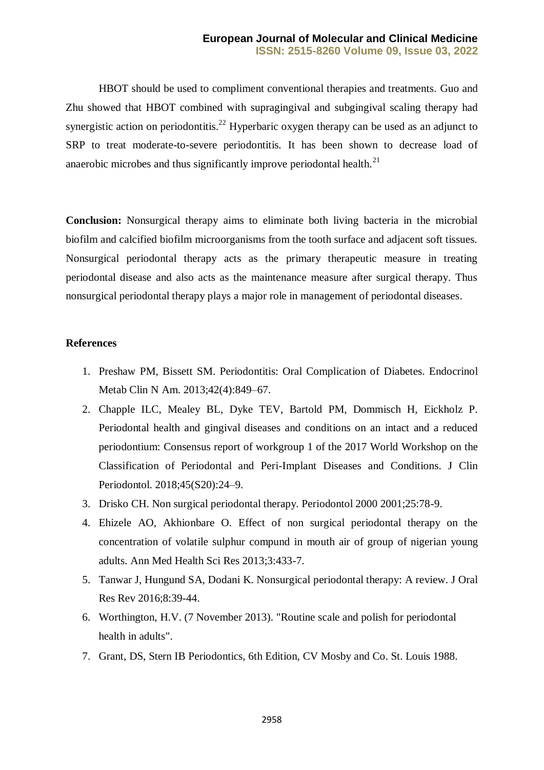HBOT should be used to compliment conventional therapies and treatments. Guo and Zhu showed that HBOT combined with supragingival and subgingival scaling therapy had synergistic action on periodontitis.[22] Hyperbaric oxygen therapy can be used as an adjunct to SRP to treat moderate-to-severe periodontitis. It has been shown to decrease load of anaerobic microbes and thus significantly improve periodontal health.[21]

**Conclusion:** Nonsurgical therapy aims to eliminate both living bacteria in the microbial biofilm and calcified biofilm microorganisms from the tooth surface and adjacent soft tissues. Nonsurgical periodontal therapy acts as the primary therapeutic measure in treating periodontal disease and also acts as the maintenance measure after surgical therapy. Thus nonsurgical periodontal therapy plays a major role in management of periodontal diseases.

**References**

1. Preshaw PM, Bissett SM. Periodontitis: Oral Complication of Diabetes. Endocrinol Metab Clin N Am. 2013;42(4):849–67.
2. Chapple ILC, Mealey BL, Dyke TEV, Bartold PM, Dommisch H, Eickholz P. Periodontal health and gingival diseases and conditions on an intact and a reduced periodontium: Consensus report of workgroup 1 of the 2017 World Workshop on the Classification of Periodontal and Peri-Implant Diseases and Conditions. J Clin Periodontol. 2018;45(S20):24–9.
3. Drisko CH. Non surgical periodontal therapy. Periodontol 2000 2001;25:78-9.
4. Ehizele AO, Akhionbare O. Effect of non surgical periodontal therapy on the concentration of volatile sulphur compund in mouth air of group of nigerian young adults. Ann Med Health Sci Res 2013;3:433-7.
5. Tanwar J, Hungund SA, Dodani K. Nonsurgical periodontal therapy: A review. J Oral Res Rev 2016;8:39-44.
6. Worthington, H.V. (7 November 2013). "Routine scale and polish for periodontal health in adults".
7. Grant, DS, Stern IB Periodontics, 6th Edition, CV Mosby and Co. St. Louis 1988.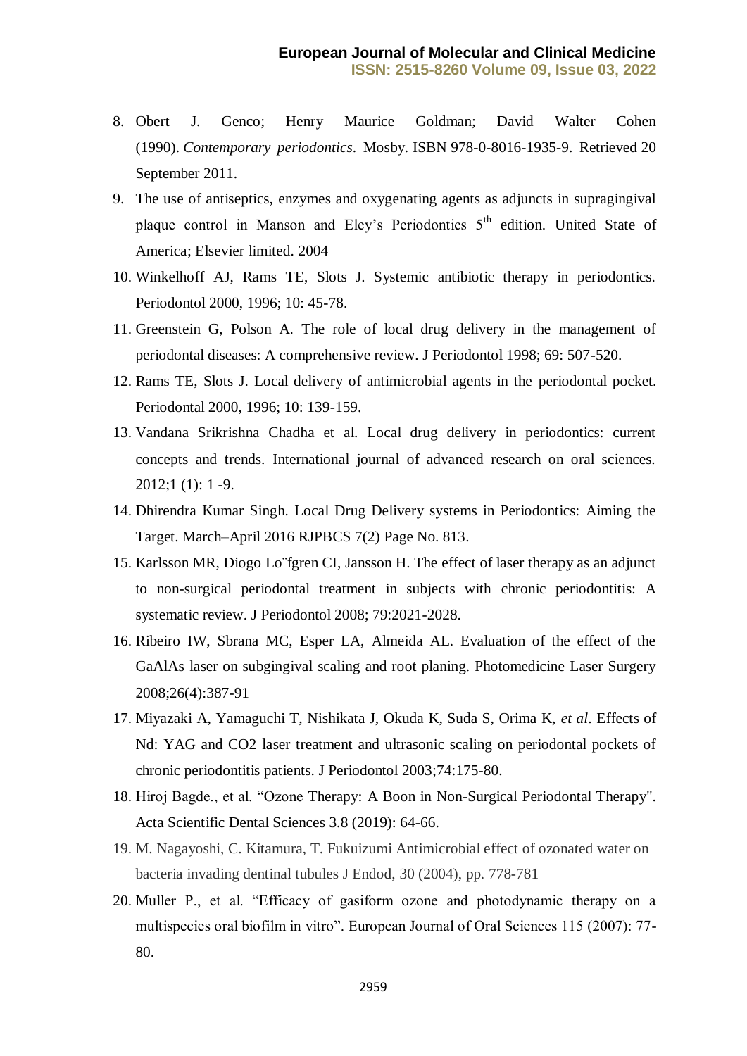8. Obert J. Genco; Henry Maurice Goldman; David Walter Cohen (1990). *Contemporary periodontics*. Mosby. ISBN 978-0-8016-1935-9. Retrieved 20 September 2011.
9. The use of antiseptics, enzymes and oxygenating agents as adjuncts in supragingival plaque control in Manson and Eley's Periodontics 5th edition. United State of America; Elsevier limited. 2004
10. Winkelhoff AJ, Rams TE, Slots J. Systemic antibiotic therapy in periodontics. Periodontol 2000, 1996; 10: 45-78.
11. Greenstein G, Polson A. The role of local drug delivery in the management of periodontal diseases: A comprehensive review. J Periodontol 1998; 69: 507-520.
12. Rams TE, Slots J. Local delivery of antimicrobial agents in the periodontal pocket. Periodontal 2000, 1996; 10: 139-159.
13. Vandana Srikrishna Chadha et al. Local drug delivery in periodontics: current concepts and trends. International journal of advanced research on oral sciences. 2012;1 (1): 1 -9.
14. Dhirendra Kumar Singh. Local Drug Delivery systems in Periodontics: Aiming the Target. March–April 2016 RJPBCS 7(2) Page No. 813.
15. Karlsson MR, Diogo Lo¨fgren CI, Jansson H. The effect of laser therapy as an adjunct to non-surgical periodontal treatment in subjects with chronic periodontitis: A systematic review. J Periodontol 2008; 79:2021-2028.
16. Ribeiro IW, Sbrana MC, Esper LA, Almeida AL. Evaluation of the effect of the GaAlAs laser on subgingival scaling and root planing. Photomedicine Laser Surgery 2008;26(4):387-91
17. Miyazaki A, Yamaguchi T, Nishikata J, Okuda K, Suda S, Orima K, *et al*. Effects of Nd: YAG and CO2 laser treatment and ultrasonic scaling on periodontal pockets of chronic periodontitis patients. J Periodontol 2003;74:175-80.
18. Hiroj Bagde., et al. "Ozone Therapy: A Boon in Non-Surgical Periodontal Therapy". Acta Scientific Dental Sciences 3.8 (2019): 64-66.
19. M. Nagayoshi, C. Kitamura, T. Fukuizumi Antimicrobial effect of ozonated water on bacteria invading dentinal tubules J Endod, 30 (2004), pp. 778-781
20. Muller P., et al. "Efficacy of gasiform ozone and photodynamic therapy on a multispecies oral biofilm in vitro". European Journal of Oral Sciences 115 (2007): 77-80.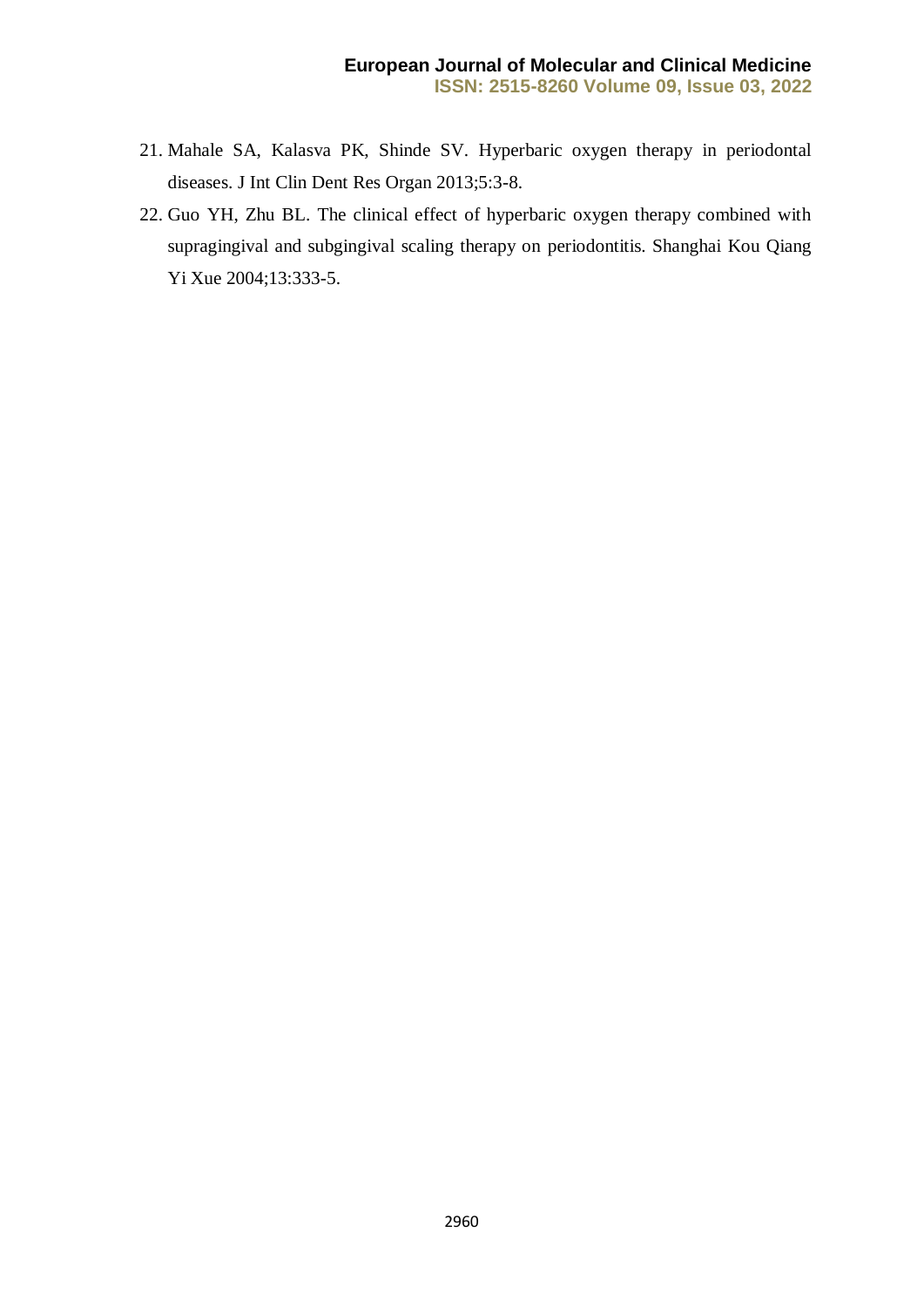21. Mahale SA, Kalasva PK, Shinde SV. Hyperbaric oxygen therapy in periodontal diseases. J Int Clin Dent Res Organ 2013;5:3-8.
22. Guo YH, Zhu BL. The clinical effect of hyperbaric oxygen therapy combined with supragingival and subgingival scaling therapy on periodontitis. Shanghai Kou Qiang Yi Xue 2004;13:333-5.